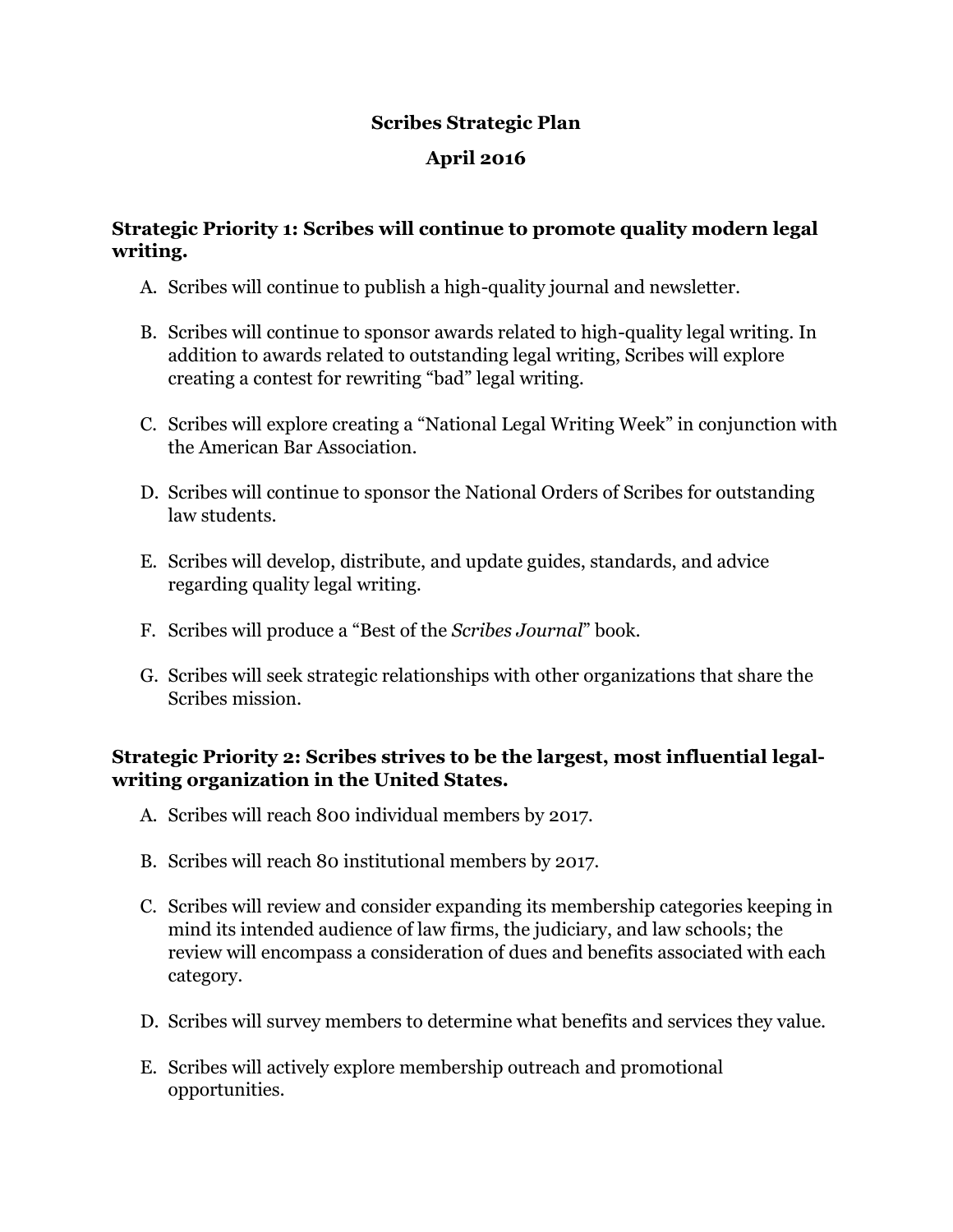# Scribes Strategic Plan

## April 2016

### Strategic Priority 1: Scribes will continue to promote quality modern legal writing.

A. Scribes will continue to publish a high-quality journal and newsletter.

B. Scribes will continue to sponsor awards related to high-quality legal writing. In addition to awards related to outstanding legal writing, Scribes will explore creating a contest for rewriting "bad" legal writing.

C. Scribes will explore creating a "National Legal Writing Week" in conjunction with the American Bar Association.

D. Scribes will continue to sponsor the National Orders of Scribes for outstanding law students.

E. Scribes will develop, distribute, and update guides, standards, and advice regarding quality legal writing.

F. Scribes will produce a "Best of the *Scribes Journal*" book.

G. Scribes will seek strategic relationships with other organizations that share the Scribes mission.

### Strategic Priority 2: Scribes strives to be the largest, most influential legal-writing organization in the United States.

A. Scribes will reach 800 individual members by 2017.

B. Scribes will reach 80 institutional members by 2017.

C. Scribes will review and consider expanding its membership categories keeping in mind its intended audience of law firms, the judiciary, and law schools; the review will encompass a consideration of dues and benefits associated with each category.

D. Scribes will survey members to determine what benefits and services they value.

E. Scribes will actively explore membership outreach and promotional opportunities.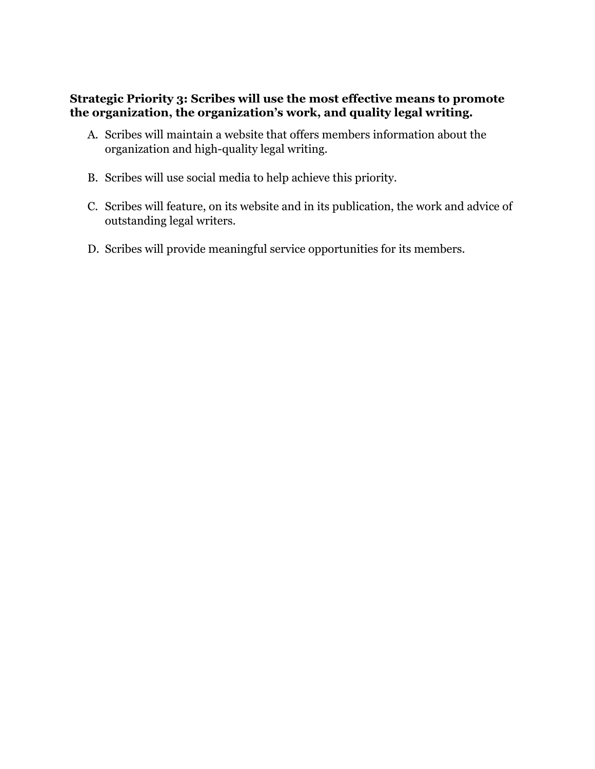**Strategic Priority 3: Scribes will use the most effective means to promote the organization, the organization's work, and quality legal writing.**

A. Scribes will maintain a website that offers members information about the organization and high-quality legal writing.

B. Scribes will use social media to help achieve this priority.

C. Scribes will feature, on its website and in its publication, the work and advice of outstanding legal writers.

D. Scribes will provide meaningful service opportunities for its members.